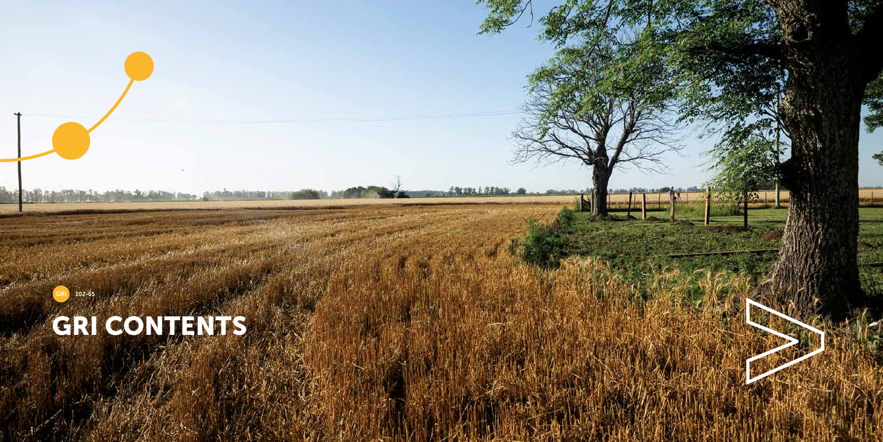GRI 102-55

# GRI CONTENTS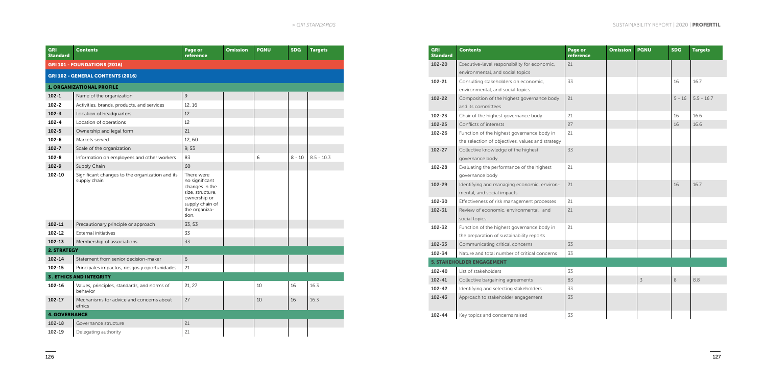| GRI Standard | Contents | Page or reference | Omission | PGNU | SDG | Targets |
|---|---|---|---|---|---|---|
| **GRI 101 - FOUNDATIONS (2016)** | | | | | | |
| **GRI 102 - GENERAL CONTENTS (2016)** | | | | | | |
| **1. ORGANIZATIONAL PROFILE** | | | | | | |
| 102-1 | Name of the organization | 9 | | | | |
| 102-2 | Activities, brands, products, and services | 12, 16 | | | | |
| 102-3 | Location of headquarters | 12 | | | | |
| 102-4 | Location of operations | 12 | | | | |
| 102-5 | Ownership and legal form | 21 | | | | |
| 102-6 | Markets served | 12, 60 | | | | |
| 102-7 | Scale of the organization | 9, 53 | | | | |
| 102-8 | Information on employees and other workers | 83 | | 6 | 8 - 10 | 8.5 - 10.3 |
| 102-9 | Supply Chain | 60 | | | | |
| 102-10 | Significant changes to the organization and its supply chain | There were no significant changes in the size, structure, ownership or supply chain of the organization. | | | | |
| 102-11 | Precautionary principle or approach | 33, 53 | | | | |
| 102-12 | External initiatives | 33 | | | | |
| 102-13 | Membership of associations | 33 | | | | |
| **2. STRATEGY** | | | | | | |
| 102-14 | Statement from senior decision-maker | 6 | | | | |
| 102-15 | Principales impactos, riesgos y oportunidades | 21 | | | | |
| **3. ETHICS AND INTEGRITY** | | | | | | |
| 102-16 | Values, principles, standards, and norms of behavior | 21, 27 | | 10 | 16 | 16.3 |
| 102-17 | Mechanisms for advice and concerns about ethics | 27 | | 10 | 16 | 16.3 |
| **4. GOVERNANCE** | | | | | | |
| 102-18 | Governance structure | 21 | | | | |
| 102-19 | Delegating authority | 21 | | | | |
| 102-20 | Executive-level responsibility for economic, environmental, and social topics | 21 | | | | |
| 102-21 | Consulting stakeholders on economic, environmental, and social topics | 33 | | | 16 | 16.7 |
| 102-22 | Composition of the highest governance body and its committees | 21 | | | 5 - 16 | 5.5 - 16.7 |
| 102-23 | Chair of the highest governance body | 21 | | | 16 | 16.6 |
| 102-25 | Conflicts of interests | 27 | | | 16 | 16.6 |
| 102-26 | Function of the highest governance body in the selection of objectives, values and strategy | 21 | | | | |
| 102-27 | Collective knowledge of the highest governance body | 33 | | | | |
| 102-28 | Evaluating the performance of the highest governance body | 21 | | | | |
| 102-29 | Identifying and managing economic, environmental, and social impacts | 21 | | | 16 | 16.7 |
| 102-30 | Effectiveness of risk management processes | 21 | | | | |
| 102-31 | Review of economic, environmental, and social topics | 21 | | | | |
| 102-32 | Function of the highest governance body in the preparation of sustainability reports | 21 | | | | |
| 102-33 | Communicating critical concerns | 33 | | | | |
| 102-34 | Nature and total number of critical concerns | 33 | | | | |
| **5. STAKEHOLDER ENGAGEMENT** | | | | | | |
| 102-40 | List of stakeholders | 33 | | | | |
| 102-41 | Collective bargaining agreements | 83 | | 3 | 8 | 8.8 |
| 102-42 | Identifying and selecting stakeholders | 33 | | | | |
| 102-43 | Approach to stakeholder engagement | 33 | | | | |
| 102-44 | Key topics and concerns raised | 33 | | | | |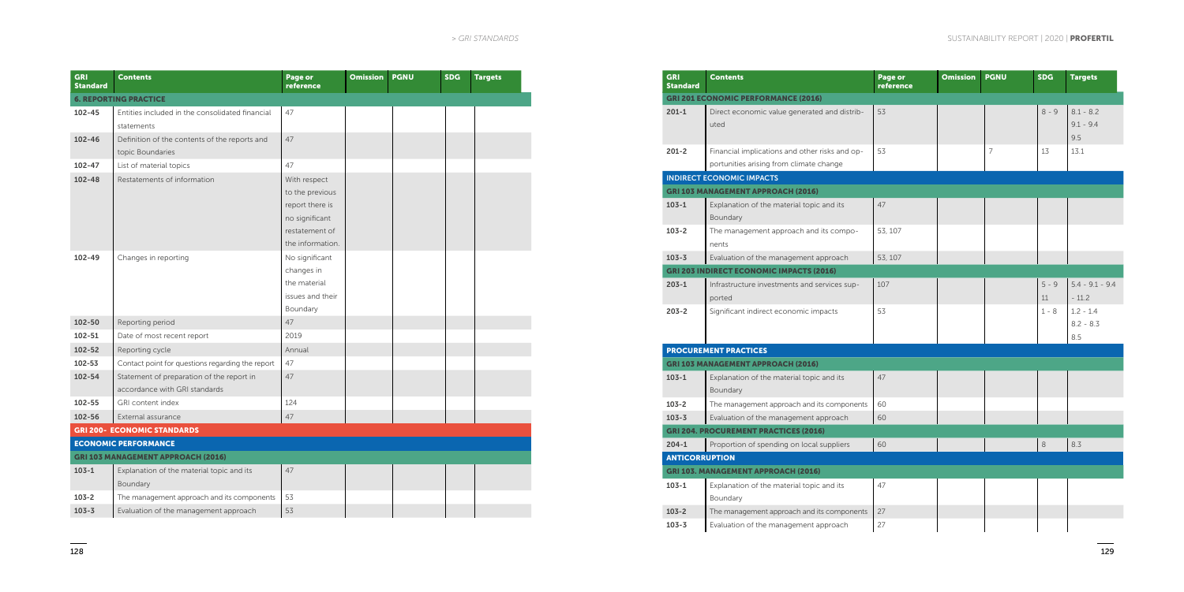| GRI Standard | Contents | Page or reference | Omission | PGNU | SDG | Targets |
|---|---|---|---|---|---|---|
| **6. REPORTING PRACTICE** | | | | | | |
| 102-45 | Entities included in the consolidated financial statements | 47 | | | | |
| 102-46 | Definition of the contents of the reports and topic Boundaries | 47 | | | | |
| 102-47 | List of material topics | 47 | | | | |
| 102-48 | Restatements of information | With respect to the previous report there is no significant restatement of the information. | | | | |
| 102-49 | Changes in reporting | No significant changes in the material issues and their Boundary | | | | |
| 102-50 | Reporting period | 47 | | | | |
| 102-51 | Date of most recent report | 2019 | | | | |
| 102-52 | Reporting cycle | Annual | | | | |
| 102-53 | Contact point for questions regarding the report | 47 | | | | |
| 102-54 | Statement of preparation of the report in accordance with GRI standards | 47 | | | | |
| 102-55 | GRI content index | 124 | | | | |
| 102-56 | External assurance | 47 | | | | |
| **GRI 200- ECONOMIC STANDARDS** | | | | | | |
| **ECONOMIC PERFORMANCE** | | | | | | |
| **GRI 103 MANAGEMENT APPROACH (2016)** | | | | | | |
| 103-1 | Explanation of the material topic and its Boundary | 47 | | | | |
| 103-2 | The management approach and its components | 53 | | | | |
| 103-3 | Evaluation of the management approach | 53 | | | | |

| GRI Standard | Contents | Page or reference | Omission | PGNU | SDG | Targets |
|---|---|---|---|---|---|---|
| **GRI 201 ECONOMIC PERFORMANCE (2016)** | | | | | | |
| 201-1 | Direct economic value generated and distributed | 53 | | | 8 - 9 | 8.1 - 8.2 9.1 - 9.4 9.5 |
| 201-2 | Financial implications and other risks and opportunities arising from climate change | 53 | | 7 | 13 | 13.1 |
| **INDIRECT ECONOMIC IMPACTS** | | | | | | |
| **GRI 103 MANAGEMENT APPROACH (2016)** | | | | | | |
| 103-1 | Explanation of the material topic and its Boundary | 47 | | | | |
| 103-2 | The management approach and its components | 53, 107 | | | | |
| 103-3 | Evaluation of the management approach | 53, 107 | | | | |
| **GRI 203 INDIRECT ECONOMIC IMPACTS (2016)** | | | | | | |
| 203-1 | Infrastructure investments and services supported | 107 | | | 5 - 9 11 | 5.4 - 9.1 - 9.4 - 11.2 |
| 203-2 | Significant indirect economic impacts | 53 | | | 1 - 8 | 1.2 - 1.4 8.2 - 8.3 8.5 |
| **PROCUREMENT PRACTICES** | | | | | | |
| **GRI 103 MANAGEMENT APPROACH (2016)** | | | | | | |
| 103-1 | Explanation of the material topic and its Boundary | 47 | | | | |
| 103-2 | The management approach and its components | 60 | | | | |
| 103-3 | Evaluation of the management approach | 60 | | | | |
| **GRI 204. PROCUREMENT PRACTICES (2016)** | | | | | | |
| 204-1 | Proportion of spending on local suppliers | 60 | | | 8 | 8.3 |
| **ANTICORRUPTION** | | | | | | |
| **GRI 103. MANAGEMENT APPROACH (2016)** | | | | | | |
| 103-1 | Explanation of the material topic and its Boundary | 47 | | | | |
| 103-2 | The management approach and its components | 27 | | | | |
| 103-3 | Evaluation of the management approach | 27 | | | | |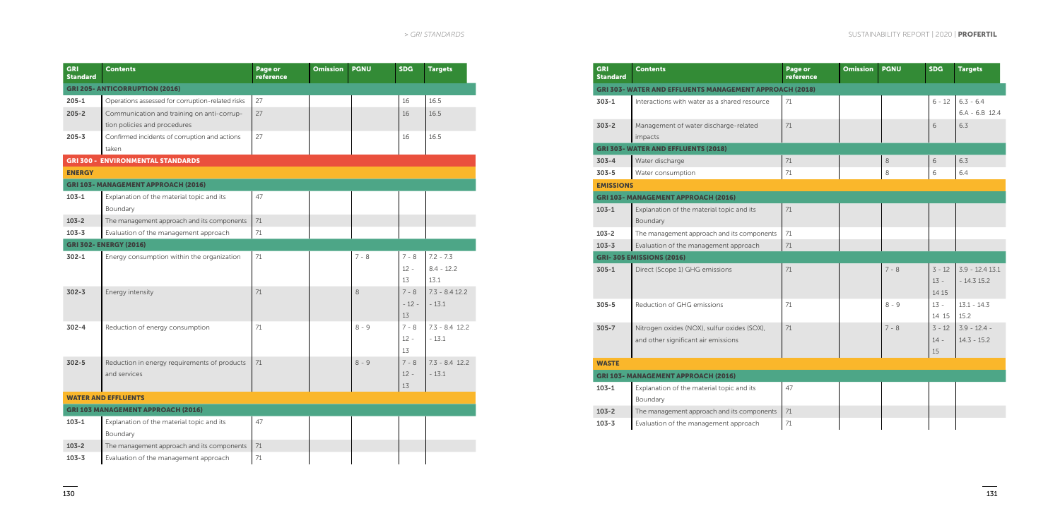| GRI Standard | Contents | Page or reference | Omission | PGNU | SDG | Targets |
|---|---|---|---|---|---|---|
| **GRI 205- ANTICORRUPTION (2016)** | | | | | | |
| 205-1 | Operations assessed for corruption-related risks | 27 | | | 16 | 16.5 |
| 205-2 | Communication and training on anti-corruption policies and procedures | 27 | | | 16 | 16.5 |
| 205-3 | Confirmed incidents of corruption and actions taken | 27 | | | 16 | 16.5 |
| **GRI 300 - ENVIRONMENTAL STANDARDS** | | | | | | |
| **ENERGY** | | | | | | |
| **GRI 103- MANAGEMENT APPROACH (2016)** | | | | | | |
| 103-1 | Explanation of the material topic and its Boundary | 47 | | | | |
| 103-2 | The management approach and its components | 71 | | | | |
| 103-3 | Evaluation of the management approach | 71 | | | | |
| **GRI 302- ENERGY (2016)** | | | | | | |
| 302-1 | Energy consumption within the organization | 71 | | 7 - 8 | 7 - 8 12 - 13 | 7.2 - 7.3 8.4 - 12.2 13.1 |
| 302-3 | Energy intensity | 71 | | 8 | 7 - 8 - 12 - 13 | 7.3 - 8.4 12.2 - 13.1 |
| 302-4 | Reduction of energy consumption | 71 | | 8 - 9 | 7 - 8 12 - 13 | 7.3 - 8.4 12.2 - 13.1 |
| 302-5 | Reduction in energy requirements of products and services | 71 | | 8 - 9 | 7 - 8 12 - 13 | 7.3 - 8.4 12.2 - 13.1 |
| **WATER AND EFFLUENTS** | | | | | | |
| **GRI 103 MANAGEMENT APPROACH (2016)** | | | | | | |
| 103-1 | Explanation of the material topic and its Boundary | 47 | | | | |
| 103-2 | The management approach and its components | 71 | | | | |
| 103-3 | Evaluation of the management approach | 71 | | | | |
| **GRI 303- WATER AND EFFLUENTS MANAGEMENT APPROACH (2018)** | | | | | | |
| 303-1 | Interactions with water as a shared resource | 71 | | | 6 - 12 | 6.3 - 6.4 6.A - 6.B 12.4 |
| 303-2 | Management of water discharge-related impacts | 71 | | | 6 | 6.3 |
| **GRI 303- WATER AND EFFLUENTS (2018)** | | | | | | |
| 303-4 | Water discharge | 71 | | 8 | 6 | 6.3 |
| 303-5 | Water consumption | 71 | | 8 | 6 | 6.4 |
| **EMISSIONS** | | | | | | |
| **GRI 103- MANAGEMENT APPROACH (2016)** | | | | | | |
| 103-1 | Explanation of the material topic and its Boundary | 71 | | | | |
| 103-2 | The management approach and its components | 71 | | | | |
| 103-3 | Evaluation of the management approach | 71 | | | | |
| **GRI- 305 EMISSIONS (2016)** | | | | | | |
| 305-1 | Direct (Scope 1) GHG emissions | 71 | | 7 - 8 | 3 - 12 13 - 14 15 | 3.9 - 12.4 13.1 - 14.3 15.2 |
| 305-5 | Reduction of GHG emissions | 71 | | 8 - 9 | 13 - 14 15 | 13.1 - 14.3 15.2 |
| 305-7 | Nitrogen oxides (NOX), sulfur oxides (SOX), and other significant air emissions | 71 | | 7 - 8 | 3 - 12 14 - 15 | 3.9 - 12.4 - 14.3 - 15.2 |
| **WASTE** | | | | | | |
| **GRI 103- MANAGEMENT APPROACH (2016)** | | | | | | |
| 103-1 | Explanation of the material topic and its Boundary | 47 | | | | |
| 103-2 | The management approach and its components | 71 | | | | |
| 103-3 | Evaluation of the management approach | 71 | | | | |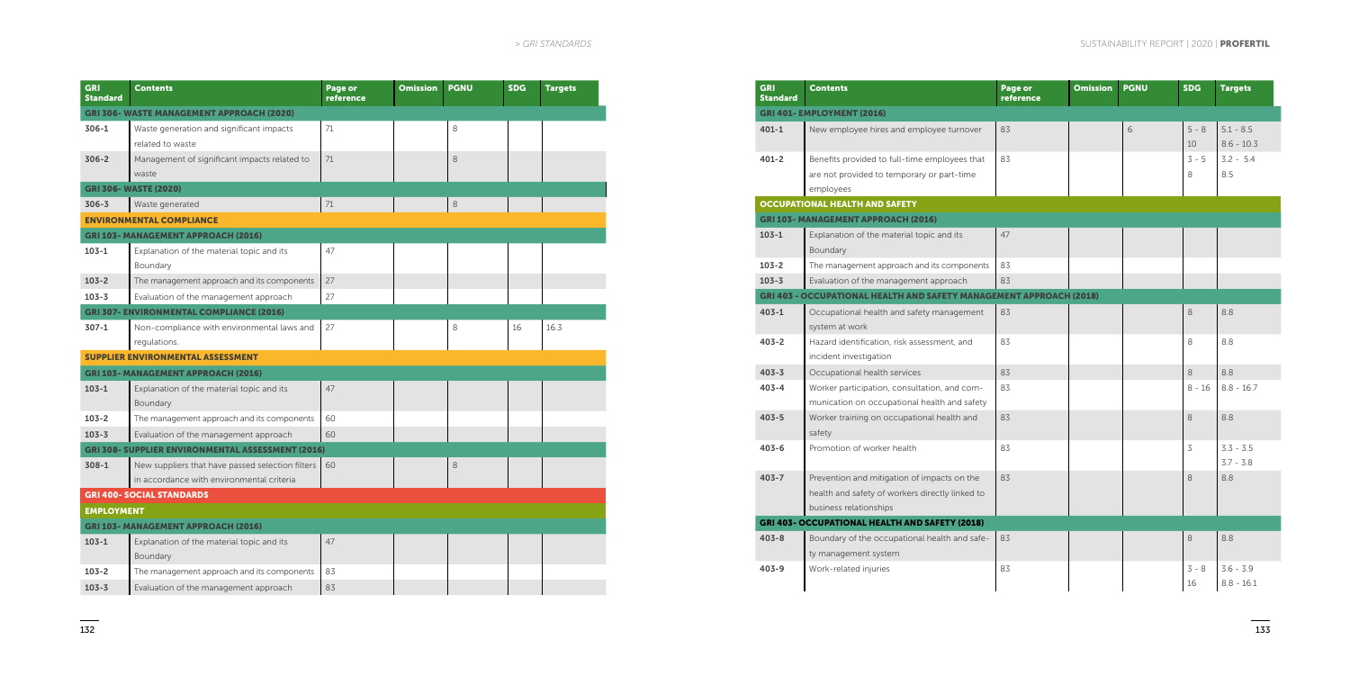| GRI Standard | Contents | Page or reference | Omission | PGNU | SDG | Targets |
|---|---|---|---|---|---|---|
| **GRI 306- WASTE MANAGEMENT APPROACH (2020)** | | | | | | |
| 306-1 | Waste generation and significant impacts related to waste | 71 | | 8 | | |
| 306-2 | Management of significant impacts related to waste | 71 | | 8 | | |
| **GRI 306- WASTE (2020)** | | | | | | |
| 306-3 | Waste generated | 71 | | 8 | | |
| **ENVIRONMENTAL COMPLIANCE** | | | | | | |
| **GRI 103- MANAGEMENT APPROACH (2016)** | | | | | | |
| 103-1 | Explanation of the material topic and its Boundary | 47 | | | | |
| 103-2 | The management approach and its components | 27 | | | | |
| 103-3 | Evaluation of the management approach | 27 | | | | |
| **GRI 307- ENVIRONMENTAL COMPLIANCE (2016)** | | | | | | |
| 307-1 | Non-compliance with environmental laws and regulations. | 27 | | 8 | 16 | 16.3 |
| **SUPPLIER ENVIRONMENTAL ASSESSMENT** | | | | | | |
| **GRI 103- MANAGEMENT APPROACH (2016)** | | | | | | |
| 103-1 | Explanation of the material topic and its Boundary | 47 | | | | |
| 103-2 | The management approach and its components | 60 | | | | |
| 103-3 | Evaluation of the management approach | 60 | | | | |
| **GRI 308- SUPPLIER ENVIRONMENTAL ASSESSMENT (2016)** | | | | | | |
| 308-1 | New suppliers that have passed selection filters in accordance with environmental criteria | 60 | | 8 | | |
| **GRI 400- SOCIAL STANDARDS** | | | | | | |
| **EMPLOYMENT** | | | | | | |
| **GRI 103- MANAGEMENT APPROACH (2016)** | | | | | | |
| 103-1 | Explanation of the material topic and its Boundary | 47 | | | | |
| 103-2 | The management approach and its components | 83 | | | | |
| 103-3 | Evaluation of the management approach | 83 | | | | |

| GRI Standard | Contents | Page or reference | Omission | PGNU | SDG | Targets |
|---|---|---|---|---|---|---|
| **GRI 401- EMPLOYMENT (2016)** | | | | | | |
| 401-1 | New employee hires and employee turnover | 83 | | 6 | 5 - 8<br>10 | 5.1 - 8.5<br>8.6 - 10.3 |
| 401-2 | Benefits provided to full-time employees that are not provided to temporary or part-time employees | 83 | | | 3 - 5<br>8 | 3.2 - 5.4<br>8.5 |
| **OCCUPATIONAL HEALTH AND SAFETY** | | | | | | |
| **GRI 103- MANAGEMENT APPROACH (2016)** | | | | | | |
| 103-1 | Explanation of the material topic and its Boundary | 47 | | | | |
| 103-2 | The management approach and its components | 83 | | | | |
| 103-3 | Evaluation of the management approach | 83 | | | | |
| **GRI 403 - OCCUPATIONAL HEALTH AND SAFETY MANAGEMENT APPROACH (2018)** | | | | | | |
| 403-1 | Occupational health and safety management system at work | 83 | | | 8 | 8.8 |
| 403-2 | Hazard identification, risk assessment, and incident investigation | 83 | | | 8 | 8.8 |
| 403-3 | Occupational health services | 83 | | | 8 | 8.8 |
| 403-4 | Worker participation, consultation, and communication on occupational health and safety | 83 | | | 8 - 16 | 8.8 - 16.7 |
| 403-5 | Worker training on occupational health and safety | 83 | | | 8 | 8.8 |
| 403-6 | Promotion of worker health | 83 | | | 3 | 3.3 - 3.5<br>3.7 - 3.8 |
| 403-7 | Prevention and mitigation of impacts on the health and safety of workers directly linked to business relationships | 83 | | | 8 | 8.8 |
| **GRI 403- OCCUPATIONAL HEALTH AND SAFETY (2018)** | | | | | | |
| 403-8 | Boundary of the occupational health and safety management system | 83 | | | 8 | 8.8 |
| 403-9 | Work-related injuries | 83 | | | 3 - 8<br>16 | 3.6 - 3.9<br>8.8 - 16.1 |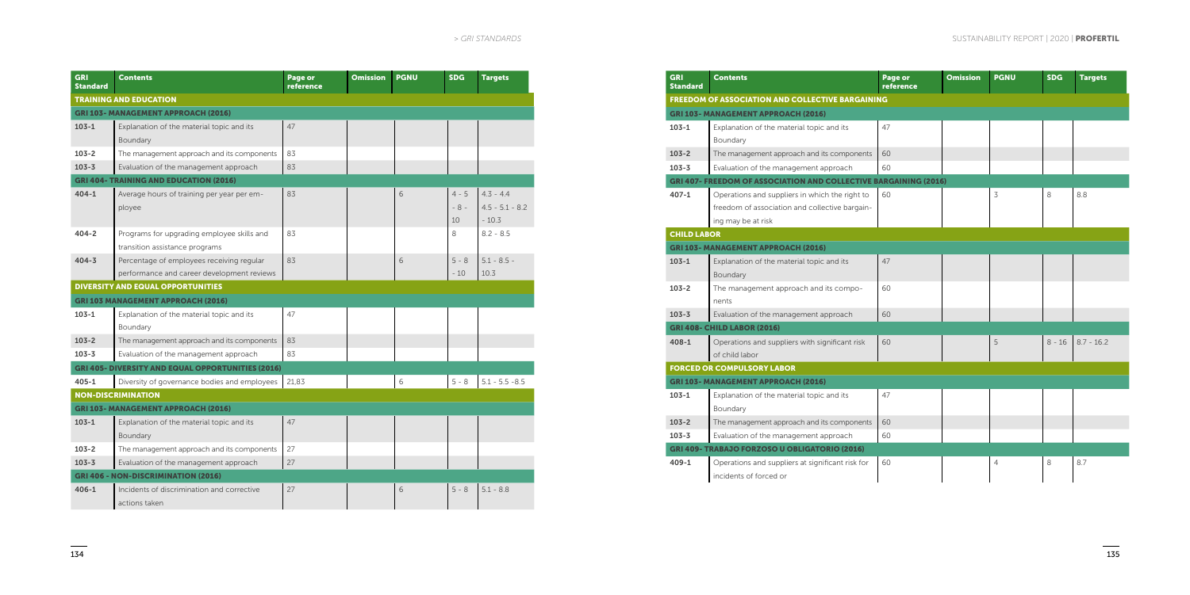| GRI Standard | Contents | Page or reference | Omission | PGNU | SDG | Targets |
|---|---|---|---|---|---|---|
| **TRAINING AND EDUCATION** | | | | | | |
| **GRI 103- MANAGEMENT APPROACH (2016)** | | | | | | |
| 103-1 | Explanation of the material topic and its Boundary | 47 | | | | |
| 103-2 | The management approach and its components | 83 | | | | |
| 103-3 | Evaluation of the management approach | 83 | | | | |
| **GRI 404- TRAINING AND EDUCATION (2016)** | | | | | | |
| 404-1 | Average hours of training per year per employee | 83 | | 6 | 4 - 5 - 8 - 10 | 4.3 - 4.4 4.5 - 5.1 - 8.2 - 10.3 |
| 404-2 | Programs for upgrading employee skills and transition assistance programs | 83 | | | 8 | 8.2 - 8.5 |
| 404-3 | Percentage of employees receiving regular performance and career development reviews | 83 | | 6 | 5 - 8 - 10 | 5.1 - 8.5 - 10.3 |
| **DIVERSITY AND EQUAL OPPORTUNITIES** | | | | | | |
| **GRI 103 MANAGEMENT APPROACH (2016)** | | | | | | |
| 103-1 | Explanation of the material topic and its Boundary | 47 | | | | |
| 103-2 | The management approach and its components | 83 | | | | |
| 103-3 | Evaluation of the management approach | 83 | | | | |
| **GRI 405- DIVERSITY AND EQUAL OPPORTUNITIES (2016)** | | | | | | |
| 405-1 | Diversity of governance bodies and employees | 21,83 | | 6 | 5 - 8 | 5.1 - 5.5 -8.5 |
| **NON-DISCRIMINATION** | | | | | | |
| **GRI 103- MANAGEMENT APPROACH (2016)** | | | | | | |
| 103-1 | Explanation of the material topic and its Boundary | 47 | | | | |
| 103-2 | The management approach and its components | 27 | | | | |
| 103-3 | Evaluation of the management approach | 27 | | | | |
| **GRI 406 - NON-DISCRIMINATION (2016)** | | | | | | |
| 406-1 | Incidents of discrimination and corrective actions taken | 27 | | 6 | 5 - 8 | 5.1 - 8.8 |

| GRI Standard | Contents | Page or reference | Omission | PGNU | SDG | Targets |
|---|---|---|---|---|---|---|
| **FREEDOM OF ASSOCIATION AND COLLECTIVE BARGAINING** | | | | | | |
| **GRI 103- MANAGEMENT APPROACH (2016)** | | | | | | |
| 103-1 | Explanation of the material topic and its Boundary | 47 | | | | |
| 103-2 | The management approach and its components | 60 | | | | |
| 103-3 | Evaluation of the management approach | 60 | | | | |
| **GRI 407- FREEDOM OF ASSOCIATION AND COLLECTIVE BARGAINING (2016)** | | | | | | |
| 407-1 | Operations and suppliers in which the right to freedom of association and collective bargaining may be at risk | 60 | | 3 | 8 | 8.8 |
| **CHILD LABOR** | | | | | | |
| **GRI 103- MANAGEMENT APPROACH (2016)** | | | | | | |
| 103-1 | Explanation of the material topic and its Boundary | 47 | | | | |
| 103-2 | The management approach and its components | 60 | | | | |
| 103-3 | Evaluation of the management approach | 60 | | | | |
| **GRI 408- CHILD LABOR (2016)** | | | | | | |
| 408-1 | Operations and suppliers with significant risk of child labor | 60 | | 5 | 8 - 16 | 8.7 - 16.2 |
| **FORCED OR COMPULSORY LABOR** | | | | | | |
| **GRI 103- MANAGEMENT APPROACH (2016)** | | | | | | |
| 103-1 | Explanation of the material topic and its Boundary | 47 | | | | |
| 103-2 | The management approach and its components | 60 | | | | |
| 103-3 | Evaluation of the management approach | 60 | | | | |
| **GRI 409- TRABAJO FORZOSO U OBLIGATORIO (2016)** | | | | | | |
| 409-1 | Operations and suppliers at significant risk for incidents of forced or | 60 | | 4 | 8 | 8.7 |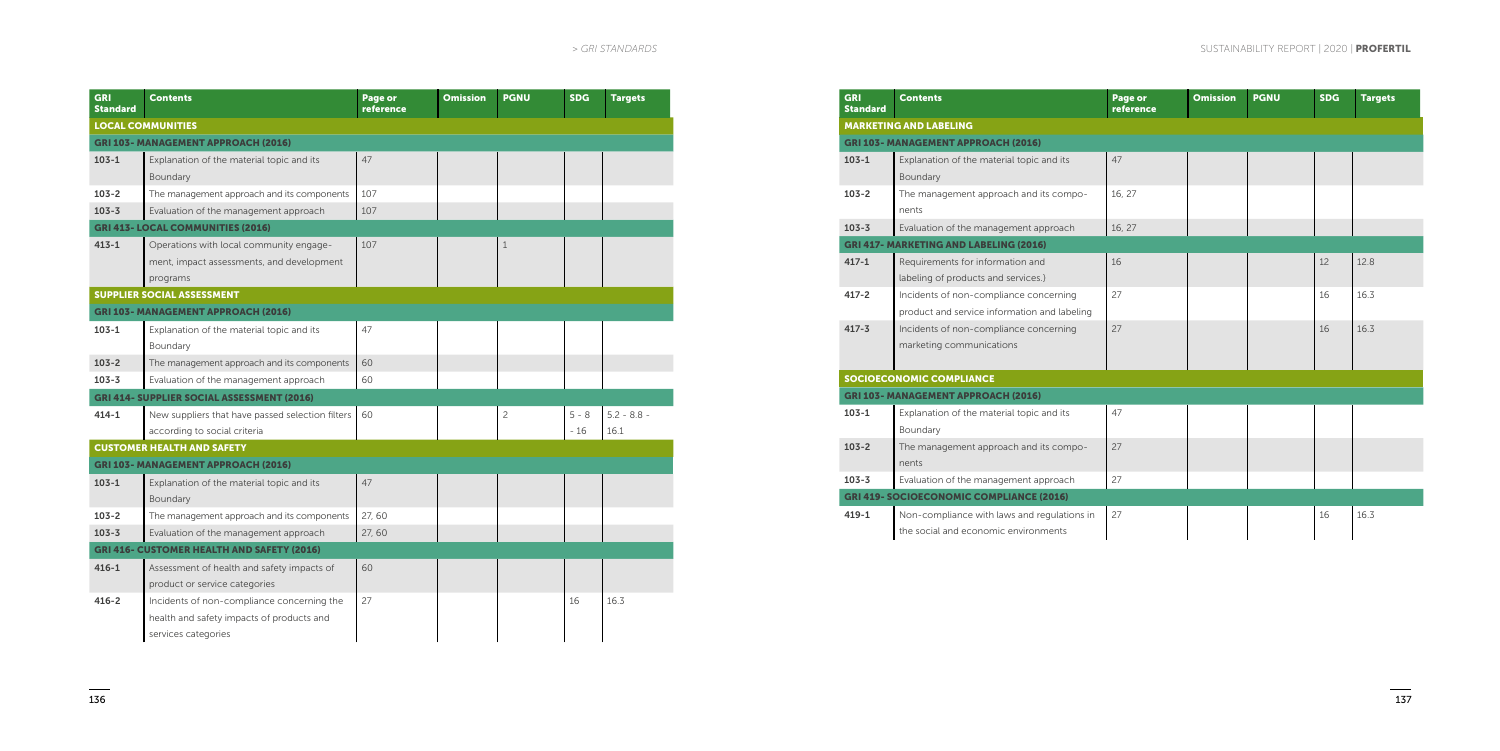| GRI Standard | Contents | Page or reference | Omission | PGNU | SDG | Targets |
|---|---|---|---|---|---|---|
| **LOCAL COMMUNITIES** | | | | | | |
| **GRI 103- MANAGEMENT APPROACH (2016)** | | | | | | |
| 103-1 | Explanation of the material topic and its Boundary | 47 | | | | |
| 103-2 | The management approach and its components | 107 | | | | |
| 103-3 | Evaluation of the management approach | 107 | | | | |
| **GRI 413- LOCAL COMMUNITIES (2016)** | | | | | | |
| 413-1 | Operations with local community engagement, impact assessments, and development programs | 107 | | 1 | | |
| **SUPPLIER SOCIAL ASSESSMENT** | | | | | | |
| **GRI 103- MANAGEMENT APPROACH (2016)** | | | | | | |
| 103-1 | Explanation of the material topic and its Boundary | 47 | | | | |
| 103-2 | The management approach and its components | 60 | | | | |
| 103-3 | Evaluation of the management approach | 60 | | | | |
| **GRI 414- SUPPLIER SOCIAL ASSESSMENT (2016)** | | | | | | |
| 414-1 | New suppliers that have passed selection filters according to social criteria | 60 | | 2 | 5 - 8 - 16 | 5.2 - 8.8 - 16.1 |
| **CUSTOMER HEALTH AND SAFETY** | | | | | | |
| **GRI 103- MANAGEMENT APPROACH (2016)** | | | | | | |
| 103-1 | Explanation of the material topic and its Boundary | 47 | | | | |
| 103-2 | The management approach and its components | 27, 60 | | | | |
| 103-3 | Evaluation of the management approach | 27, 60 | | | | |
| **GRI 416- CUSTOMER HEALTH AND SAFETY (2016)** | | | | | | |
| 416-1 | Assessment of health and safety impacts of product or service categories | 60 | | | | |
| 416-2 | Incidents of non-compliance concerning the health and safety impacts of products and services categories | 27 | | | 16 | 16.3 |

| GRI Standard | Contents | Page or reference | Omission | PGNU | SDG | Targets |
|---|---|---|---|---|---|---|
| **MARKETING AND LABELING** | | | | | | |
| **GRI 103- MANAGEMENT APPROACH (2016)** | | | | | | |
| 103-1 | Explanation of the material topic and its Boundary | 47 | | | | |
| 103-2 | The management approach and its components | 16, 27 | | | | |
| 103-3 | Evaluation of the management approach | 16, 27 | | | | |
| **GRI 417- MARKETING AND LABELING (2016)** | | | | | | |
| 417-1 | Requirements for information and labeling of products and services.) | 16 | | | 12 | 12.8 |
| 417-2 | Incidents of non-compliance concerning product and service information and labeling | 27 | | | 16 | 16.3 |
| 417-3 | Incidents of non-compliance concerning marketing communications | 27 | | | 16 | 16.3 |
| **SOCIOECONOMIC COMPLIANCE** | | | | | | |
| **GRI 103- MANAGEMENT APPROACH (2016)** | | | | | | |
| 103-1 | Explanation of the material topic and its Boundary | 47 | | | | |
| 103-2 | The management approach and its components | 27 | | | | |
| 103-3 | Evaluation of the management approach | 27 | | | | |
| **GRI 419- SOCIOECONOMIC COMPLIANCE (2016)** | | | | | | |
| 419-1 | Non-compliance with laws and regulations in the social and economic environments | 27 | | | 16 | 16.3 |